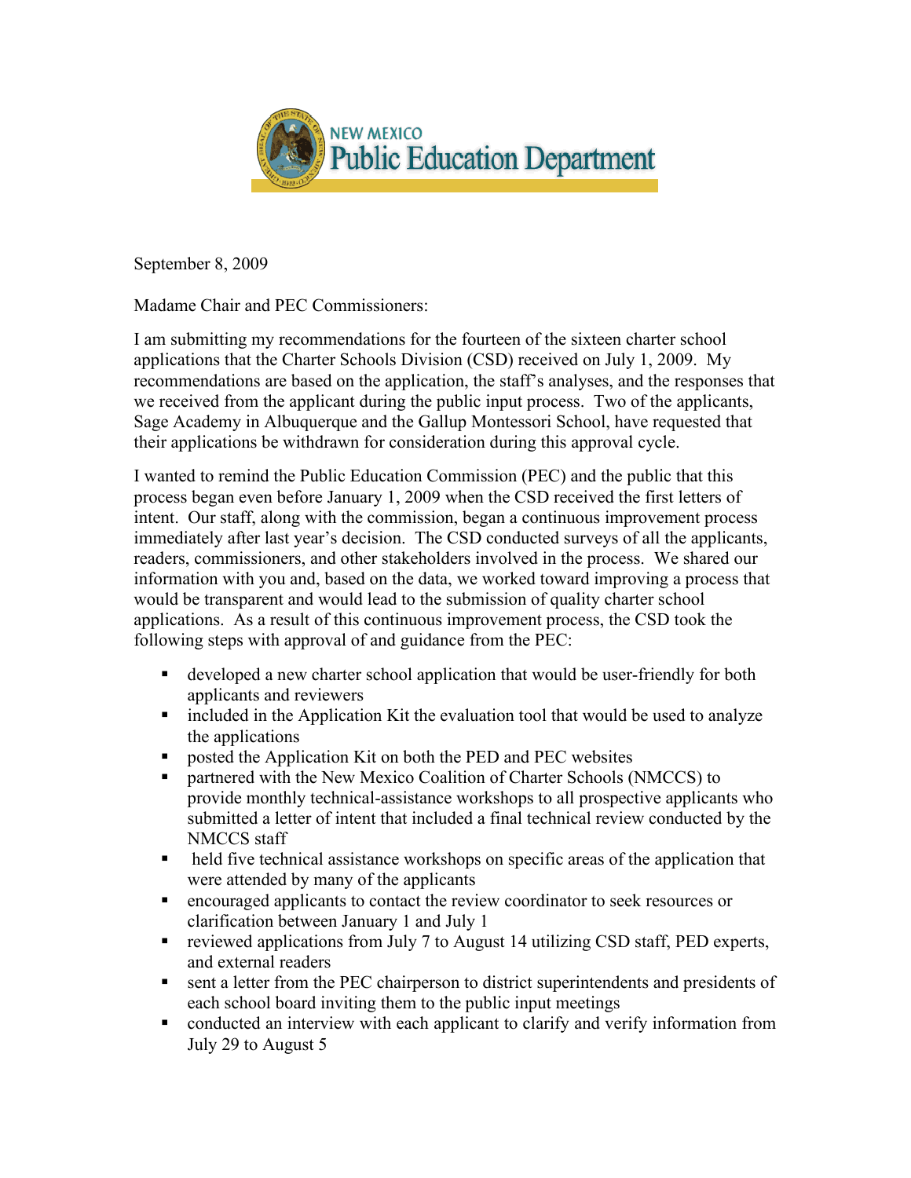NEW MEXICO
Public Education Department

September 8, 2009

Madame Chair and PEC Commissioners:

I am submitting my recommendations for the fourteen of the sixteen charter school applications that the Charter Schools Division (CSD) received on July 1, 2009. My recommendations are based on the application, the staff's analyses, and the responses that we received from the applicant during the public input process. Two of the applicants, Sage Academy in Albuquerque and the Gallup Montessori School, have requested that their applications be withdrawn for consideration during this approval cycle.

I wanted to remind the Public Education Commission (PEC) and the public that this process began even before January 1, 2009 when the CSD received the first letters of intent. Our staff, along with the commission, began a continuous improvement process immediately after last year's decision. The CSD conducted surveys of all the applicants, readers, commissioners, and other stakeholders involved in the process. We shared our information with you and, based on the data, we worked toward improving a process that would be transparent and would lead to the submission of quality charter school applications. As a result of this continuous improvement process, the CSD took the following steps with approval of and guidance from the PEC:

- developed a new charter school application that would be user-friendly for both applicants and reviewers
- included in the Application Kit the evaluation tool that would be used to analyze the applications
- posted the Application Kit on both the PED and PEC websites
- partnered with the New Mexico Coalition of Charter Schools (NMCCS) to provide monthly technical-assistance workshops to all prospective applicants who submitted a letter of intent that included a final technical review conducted by the NMCCS staff
- held five technical assistance workshops on specific areas of the application that were attended by many of the applicants
- encouraged applicants to contact the review coordinator to seek resources or clarification between January 1 and July 1
- reviewed applications from July 7 to August 14 utilizing CSD staff, PED experts, and external readers
- sent a letter from the PEC chairperson to district superintendents and presidents of each school board inviting them to the public input meetings
- conducted an interview with each applicant to clarify and verify information from July 29 to August 5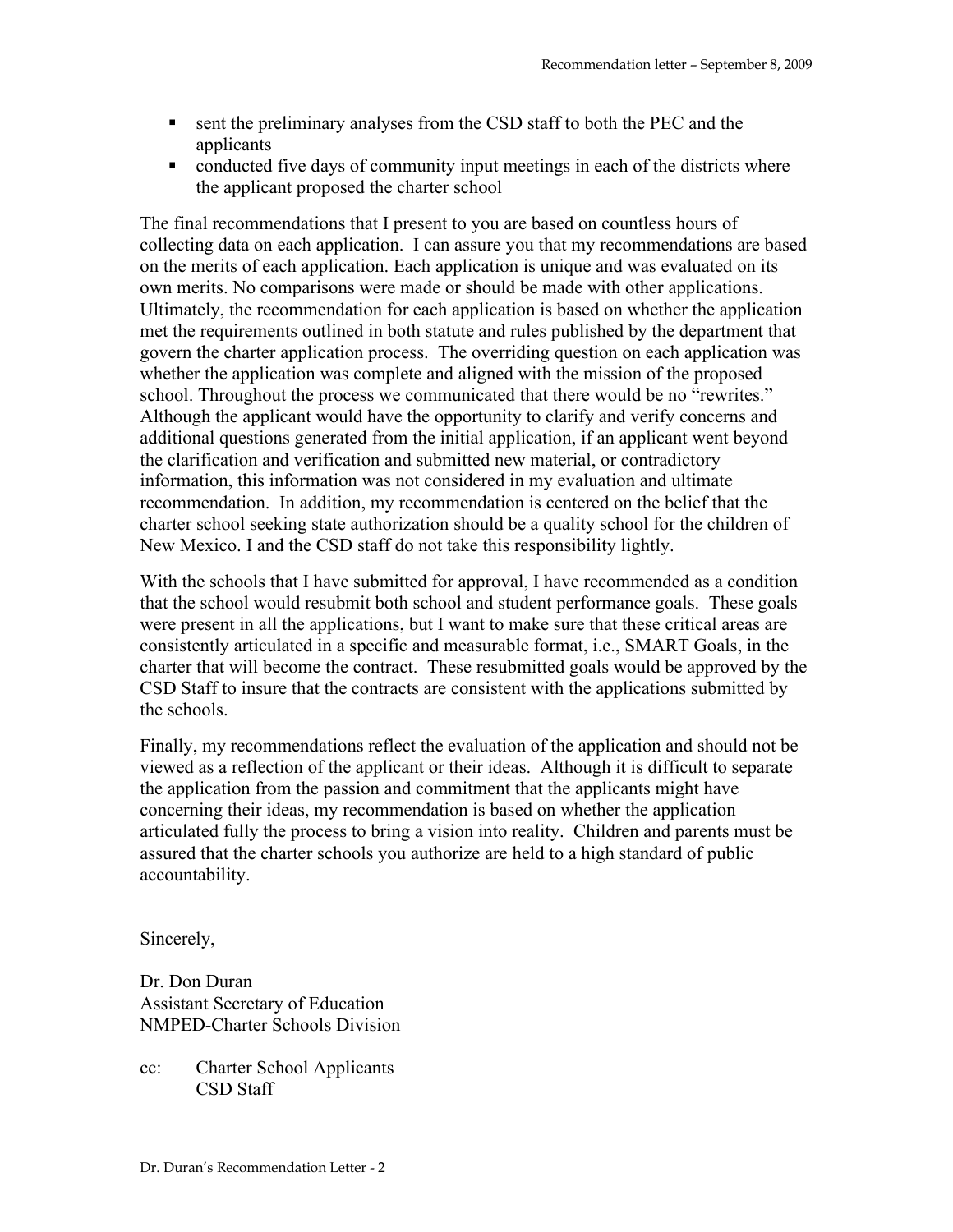- sent the preliminary analyses from the CSD staff to both the PEC and the applicants
- conducted five days of community input meetings in each of the districts where the applicant proposed the charter school

The final recommendations that I present to you are based on countless hours of collecting data on each application. I can assure you that my recommendations are based on the merits of each application. Each application is unique and was evaluated on its own merits. No comparisons were made or should be made with other applications. Ultimately, the recommendation for each application is based on whether the application met the requirements outlined in both statute and rules published by the department that govern the charter application process. The overriding question on each application was whether the application was complete and aligned with the mission of the proposed school. Throughout the process we communicated that there would be no "rewrites." Although the applicant would have the opportunity to clarify and verify concerns and additional questions generated from the initial application, if an applicant went beyond the clarification and verification and submitted new material, or contradictory information, this information was not considered in my evaluation and ultimate recommendation. In addition, my recommendation is centered on the belief that the charter school seeking state authorization should be a quality school for the children of New Mexico. I and the CSD staff do not take this responsibility lightly.

With the schools that I have submitted for approval, I have recommended as a condition that the school would resubmit both school and student performance goals. These goals were present in all the applications, but I want to make sure that these critical areas are consistently articulated in a specific and measurable format, i.e., SMART Goals, in the charter that will become the contract. These resubmitted goals would be approved by the CSD Staff to insure that the contracts are consistent with the applications submitted by the schools.

Finally, my recommendations reflect the evaluation of the application and should not be viewed as a reflection of the applicant or their ideas. Although it is difficult to separate the application from the passion and commitment that the applicants might have concerning their ideas, my recommendation is based on whether the application articulated fully the process to bring a vision into reality. Children and parents must be assured that the charter schools you authorize are held to a high standard of public accountability.

Sincerely,

Dr. Don Duran
Assistant Secretary of Education
NMPED-Charter Schools Division

cc: Charter School Applicants
CSD Staff